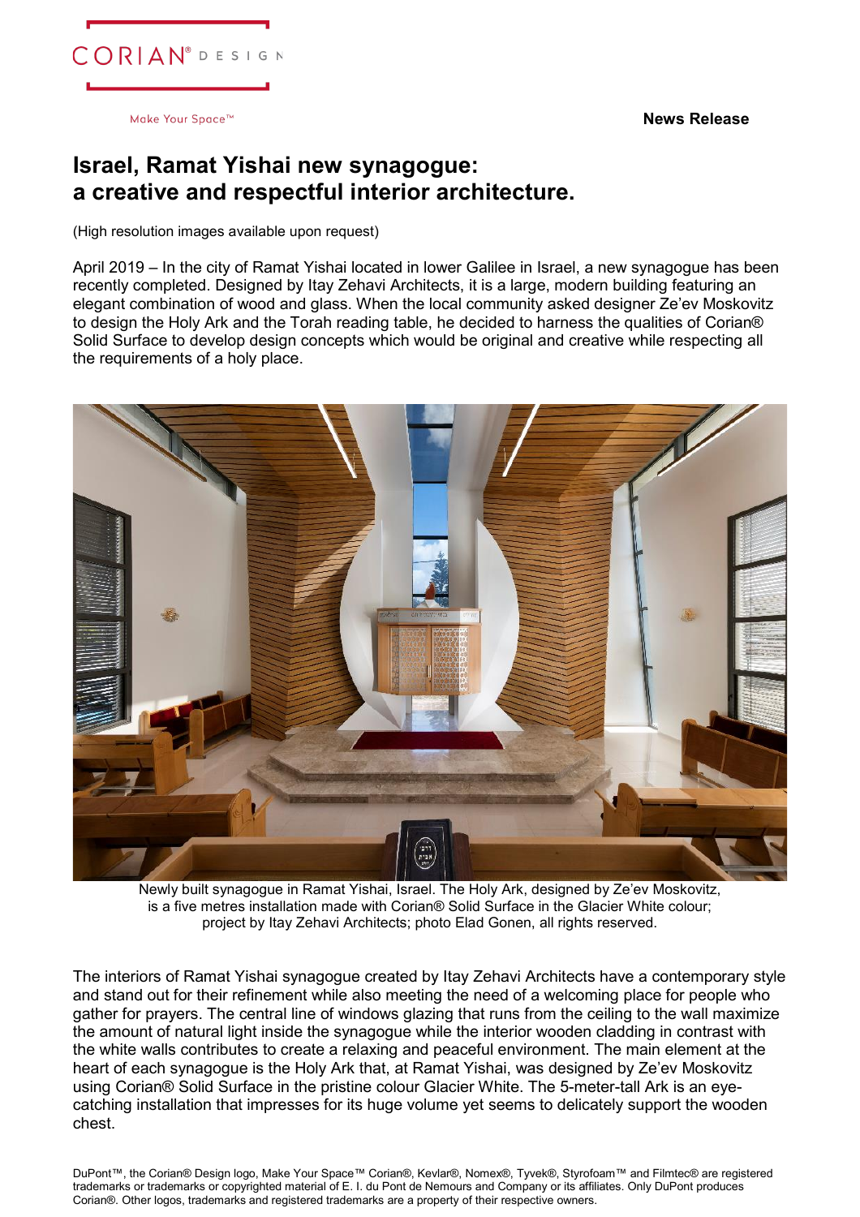CORIAN® DESIGN

Make Your Space™

**News Release**

# Israel, Ramat Yishai new synagogue: a creative and respectful interior architecture.

(High resolution images available upon request)

April 2019 – In the city of Ramat Yishai located in lower Galilee in Israel, a new synagogue has been recently completed. Designed by Itay Zehavi Architects, it is a large, modern building featuring an elegant combination of wood and glass. When the local community asked designer Ze'ev Moskovitz to design the Holy Ark and the Torah reading table, he decided to harness the qualities of Corian® Solid Surface to develop design concepts which would be original and creative while respecting all the requirements of a holy place.

Newly built synagogue in Ramat Yishai, Israel. The Holy Ark, designed by Ze'ev Moskovitz, is a five metres installation made with Corian® Solid Surface in the Glacier White colour; project by Itay Zehavi Architects; photo Elad Gonen, all rights reserved.

The interiors of Ramat Yishai synagogue created by Itay Zehavi Architects have a contemporary style and stand out for their refinement while also meeting the need of a welcoming place for people who gather for prayers. The central line of windows glazing that runs from the ceiling to the wall maximize the amount of natural light inside the synagogue while the interior wooden cladding in contrast with the white walls contributes to create a relaxing and peaceful environment. The main element at the heart of each synagogue is the Holy Ark that, at Ramat Yishai, was designed by Ze'ev Moskovitz using Corian® Solid Surface in the pristine colour Glacier White. The 5-meter-tall Ark is an eye-catching installation that impresses for its huge volume yet seems to delicately support the wooden chest.

DuPont™, the Corian® Design logo, Make Your Space™ Corian®, Kevlar®, Nomex®, Tyvek®, Styrofoam™ and Filmtec® are registered trademarks or trademarks or copyrighted material of E. I. du Pont de Nemours and Company or its affiliates. Only DuPont produces Corian®. Other logos, trademarks and registered trademarks are a property of their respective owners.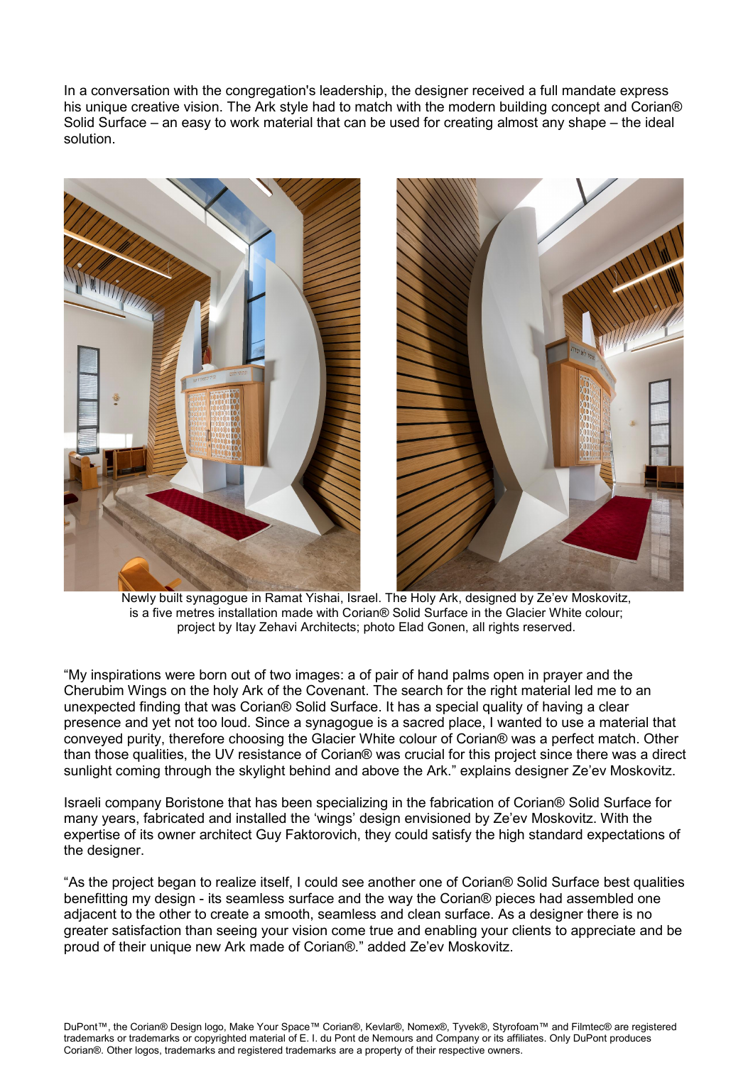In a conversation with the congregation's leadership, the designer received a full mandate express his unique creative vision. The Ark style had to match with the modern building concept and Corian® Solid Surface – an easy to work material that can be used for creating almost any shape – the ideal solution.

Newly built synagogue in Ramat Yishai, Israel. The Holy Ark, designed by Ze'ev Moskovitz, is a five metres installation made with Corian® Solid Surface in the Glacier White colour; project by Itay Zehavi Architects; photo Elad Gonen, all rights reserved.

"My inspirations were born out of two images: a of pair of hand palms open in prayer and the Cherubim Wings on the holy Ark of the Covenant. The search for the right material led me to an unexpected finding that was Corian® Solid Surface. It has a special quality of having a clear presence and yet not too loud. Since a synagogue is a sacred place, I wanted to use a material that conveyed purity, therefore choosing the Glacier White colour of Corian® was a perfect match. Other than those qualities, the UV resistance of Corian® was crucial for this project since there was a direct sunlight coming through the skylight behind and above the Ark." explains designer Ze'ev Moskovitz.

Israeli company Boristone that has been specializing in the fabrication of Corian® Solid Surface for many years, fabricated and installed the 'wings' design envisioned by Ze'ev Moskovitz. With the expertise of its owner architect Guy Faktorovich, they could satisfy the high standard expectations of the designer.

"As the project began to realize itself, I could see another one of Corian® Solid Surface best qualities benefitting my design - its seamless surface and the way the Corian® pieces had assembled one adjacent to the other to create a smooth, seamless and clean surface. As a designer there is no greater satisfaction than seeing your vision come true and enabling your clients to appreciate and be proud of their unique new Ark made of Corian®." added Ze'ev Moskovitz.

DuPont™, the Corian® Design logo, Make Your Space™ Corian®, Kevlar®, Nomex®, Tyvek®, Styrofoam™ and Filmtec® are registered trademarks or trademarks or copyrighted material of E. I. du Pont de Nemours and Company or its affiliates. Only DuPont produces Corian®. Other logos, trademarks and registered trademarks are a property of their respective owners.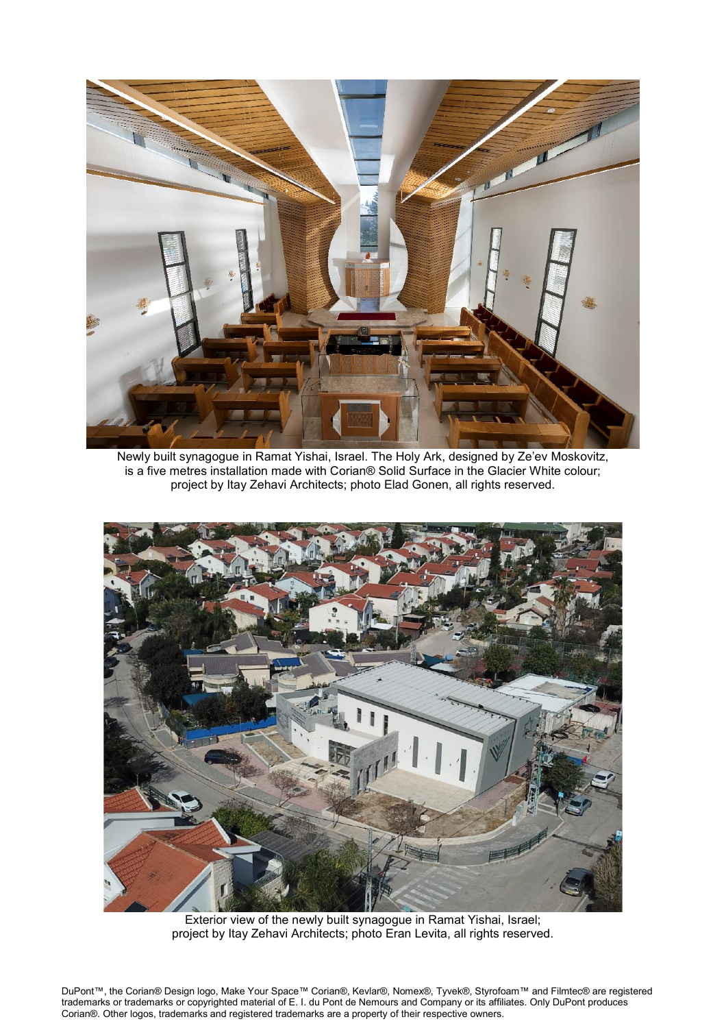Newly built synagogue in Ramat Yishai, Israel. The Holy Ark, designed by Ze'ev Moskovitz, is a five metres installation made with Corian® Solid Surface in the Glacier White colour; project by Itay Zehavi Architects; photo Elad Gonen, all rights reserved.

Exterior view of the newly built synagogue in Ramat Yishai, Israel; project by Itay Zehavi Architects; photo Eran Levita, all rights reserved.

DuPont™, the Corian® Design logo, Make Your Space™ Corian®, Kevlar®, Nomex®, Tyvek®, Styrofoam™ and Filmtec® are registered trademarks or trademarks or copyrighted material of E. I. du Pont de Nemours and Company or its affiliates. Only DuPont produces Corian®. Other logos, trademarks and registered trademarks are a property of their respective owners.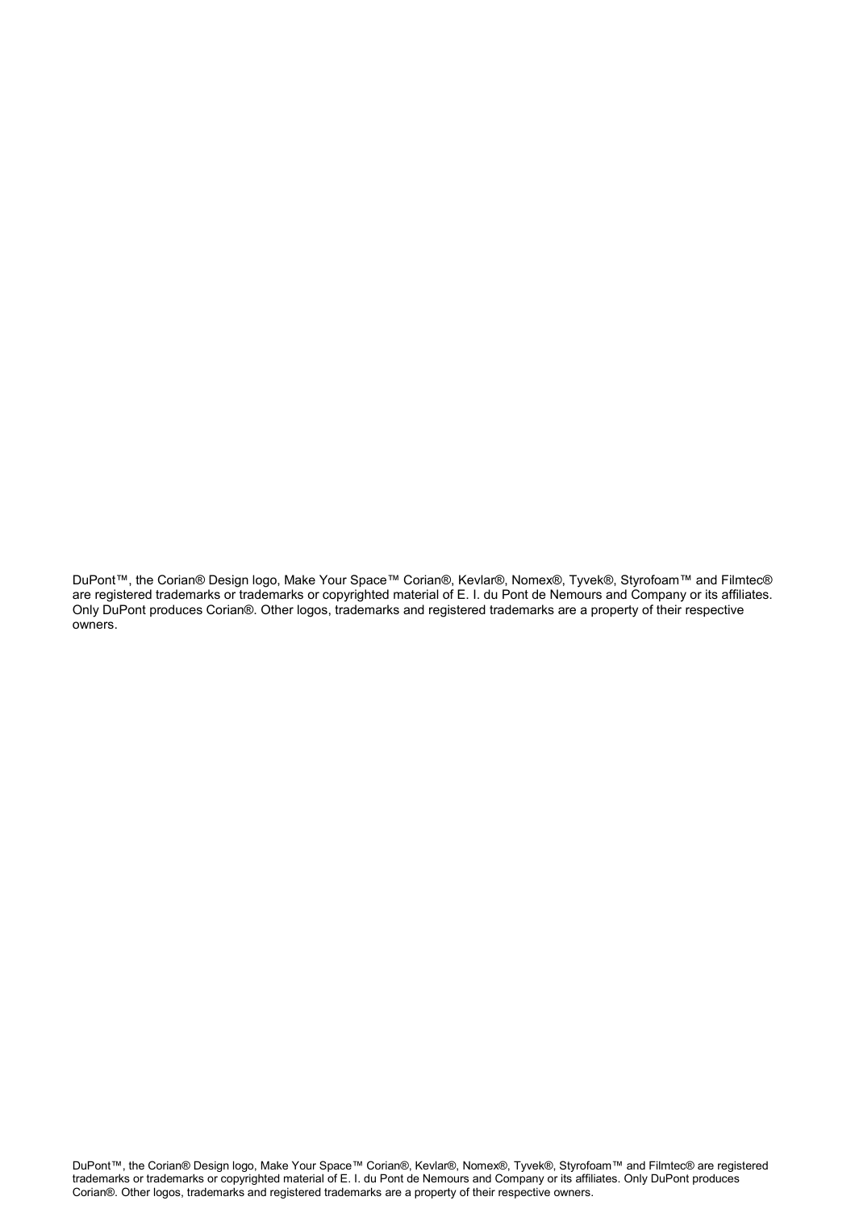DuPont™, the Corian® Design logo, Make Your Space™ Corian®, Kevlar®, Nomex®, Tyvek®, Styrofoam™ and Filmtec® are registered trademarks or trademarks or copyrighted material of E. I. du Pont de Nemours and Company or its affiliates. Only DuPont produces Corian®. Other logos, trademarks and registered trademarks are a property of their respective owners.